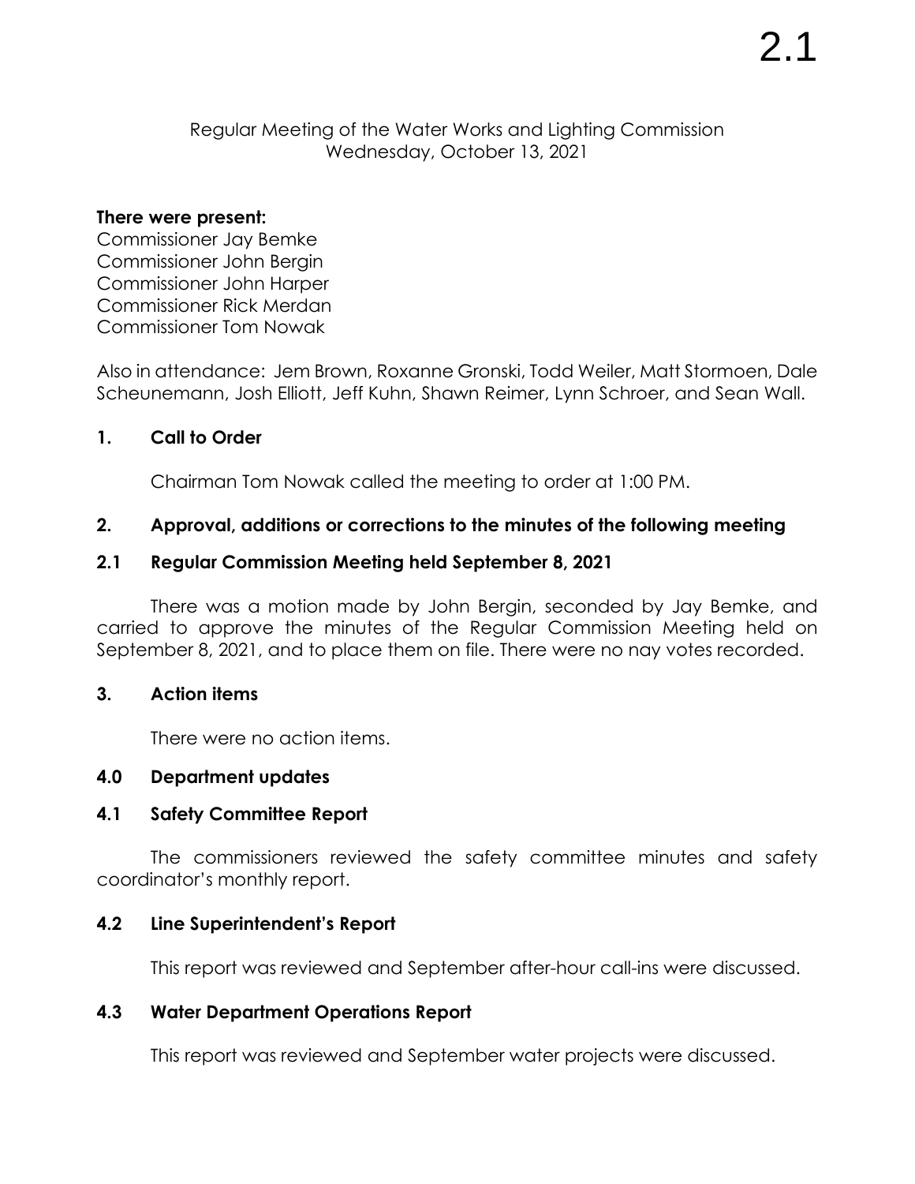# Regular Meeting of the Water Works and Lighting Commission
Wednesday, October 13, 2021

**There were present:**

Commissioner Jay Bemke
Commissioner John Bergin
Commissioner John Harper
Commissioner Rick Merdan
Commissioner Tom Nowak

Also in attendance: Jem Brown, Roxanne Gronski, Todd Weiler, Matt Stormoen, Dale Scheunemann, Josh Elliott, Jeff Kuhn, Shawn Reimer, Lynn Schroer, and Sean Wall.

## 1. Call to Order

Chairman Tom Nowak called the meeting to order at 1:00 PM.

## 2. Approval, additions or corrections to the minutes of the following meeting

### 2.1 Regular Commission Meeting held September 8, 2021

There was a motion made by John Bergin, seconded by Jay Bemke, and carried to approve the minutes of the Regular Commission Meeting held on September 8, 2021, and to place them on file. There were no nay votes recorded.

## 3. Action items

There were no action items.

## 4.0 Department updates

### 4.1 Safety Committee Report

The commissioners reviewed the safety committee minutes and safety coordinator's monthly report.

### 4.2 Line Superintendent's Report

This report was reviewed and September after-hour call-ins were discussed.

### 4.3 Water Department Operations Report

This report was reviewed and September water projects were discussed.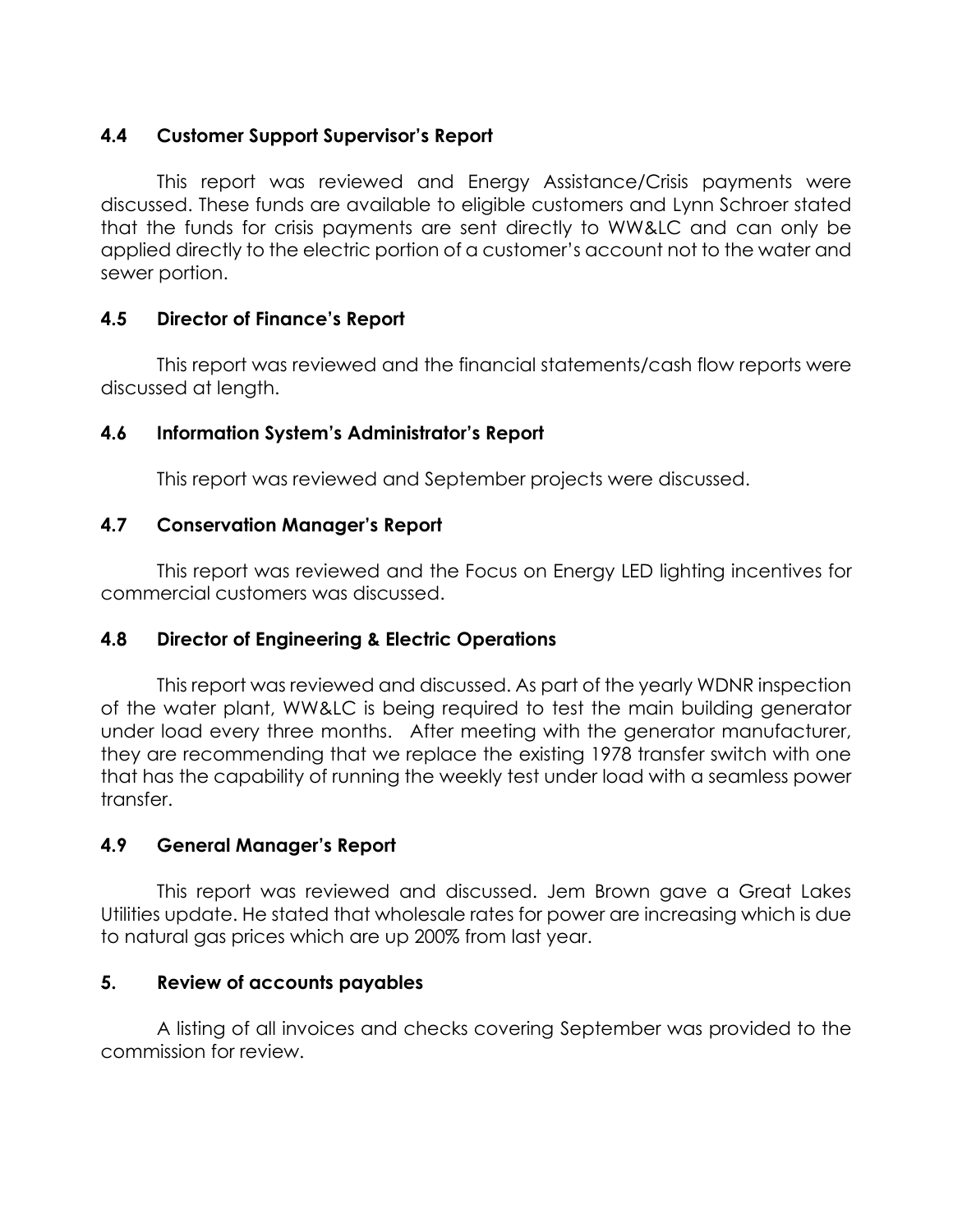### 4.4 Customer Support Supervisor's Report

This report was reviewed and Energy Assistance/Crisis payments were discussed. These funds are available to eligible customers and Lynn Schroer stated that the funds for crisis payments are sent directly to WW&LC and can only be applied directly to the electric portion of a customer's account not to the water and sewer portion.

### 4.5 Director of Finance's Report

This report was reviewed and the financial statements/cash flow reports were discussed at length.

### 4.6 Information System's Administrator's Report

This report was reviewed and September projects were discussed.

### 4.7 Conservation Manager's Report

This report was reviewed and the Focus on Energy LED lighting incentives for commercial customers was discussed.

### 4.8 Director of Engineering & Electric Operations

This report was reviewed and discussed. As part of the yearly WDNR inspection of the water plant, WW&LC is being required to test the main building generator under load every three months. After meeting with the generator manufacturer, they are recommending that we replace the existing 1978 transfer switch with one that has the capability of running the weekly test under load with a seamless power transfer.

### 4.9 General Manager's Report

This report was reviewed and discussed. Jem Brown gave a Great Lakes Utilities update. He stated that wholesale rates for power are increasing which is due to natural gas prices which are up 200% from last year.

### 5. Review of accounts payables

A listing of all invoices and checks covering September was provided to the commission for review.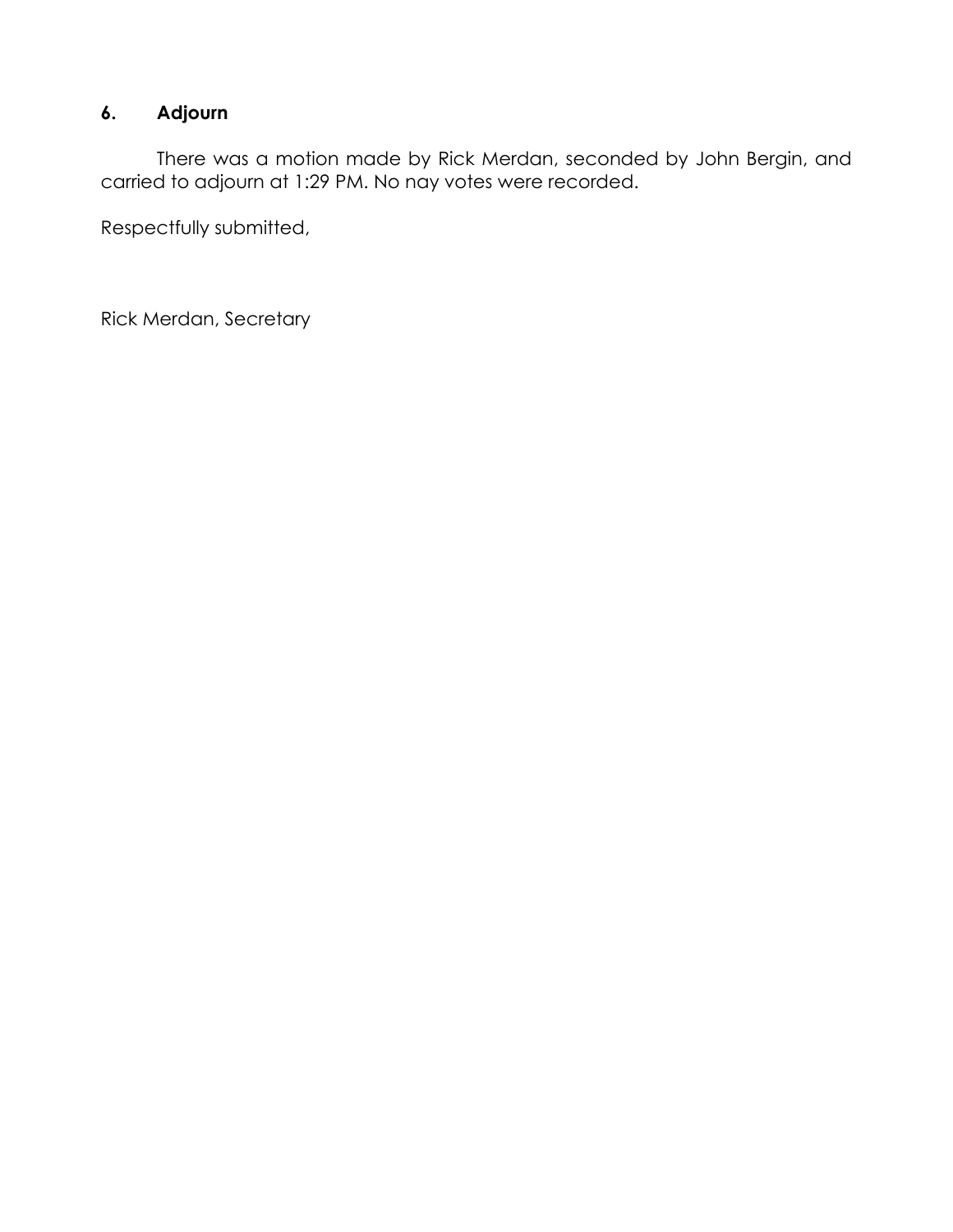## 6. Adjourn

There was a motion made by Rick Merdan, seconded by John Bergin, and carried to adjourn at 1:29 PM. No nay votes were recorded.

Respectfully submitted,

Rick Merdan, Secretary